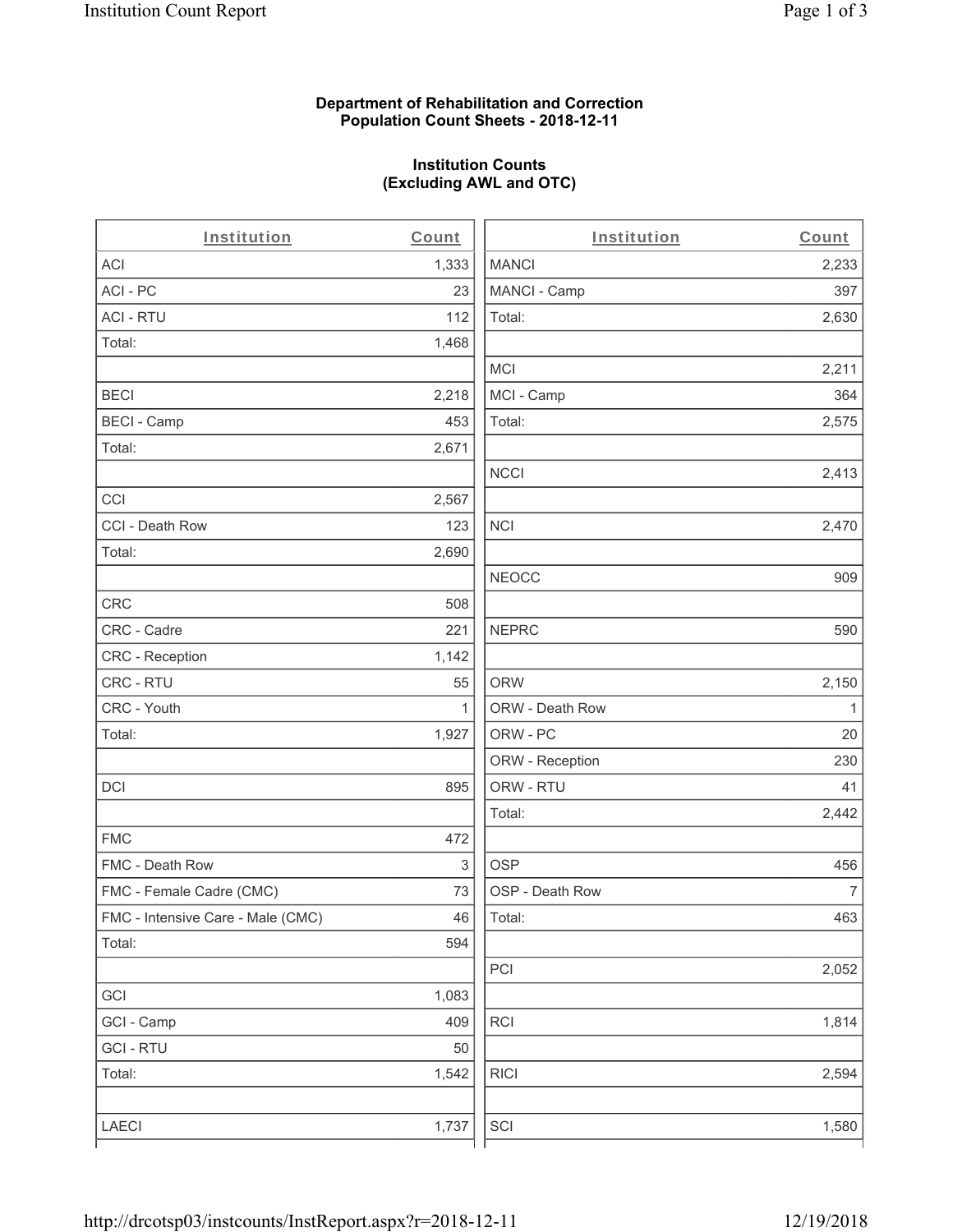**Department of Rehabilitation and Correction**
**Population Count Sheets - 2018-12-11**

**Institution Counts**
**(Excluding AWL and OTC)**

| Institution | Count | Institution | Count |
|---|---|---|---|
| ACI | 1,333 | MANCI | 2,233 |
| ACI - PC | 23 | MANCI - Camp | 397 |
| ACI - RTU | 112 | Total: | 2,630 |
| Total: | 1,468 | | |
| | | MCI | 2,211 |
| BECI | 2,218 | MCI - Camp | 364 |
| BECI - Camp | 453 | Total: | 2,575 |
| Total: | 2,671 | | |
| | | NCCI | 2,413 |
| CCI | 2,567 | | |
| CCI - Death Row | 123 | NCI | 2,470 |
| Total: | 2,690 | | |
| | | NEOCC | 909 |
| CRC | 508 | | |
| CRC - Cadre | 221 | NEPRC | 590 |
| CRC - Reception | 1,142 | | |
| CRC - RTU | 55 | ORW | 2,150 |
| CRC - Youth | 1 | ORW - Death Row | 1 |
| Total: | 1,927 | ORW - PC | 20 |
| | | ORW - Reception | 230 |
| DCI | 895 | ORW - RTU | 41 |
| | | Total: | 2,442 |
| FMC | 472 | | |
| FMC - Death Row | 3 | OSP | 456 |
| FMC - Female Cadre (CMC) | 73 | OSP - Death Row | 7 |
| FMC - Intensive Care - Male (CMC) | 46 | Total: | 463 |
| Total: | 594 | | |
| | | PCI | 2,052 |
| GCI | 1,083 | | |
| GCI - Camp | 409 | RCI | 1,814 |
| GCI - RTU | 50 | | |
| Total: | 1,542 | RICI | 2,594 |
| | | | |
| LAECI | 1,737 | SCI | 1,580 |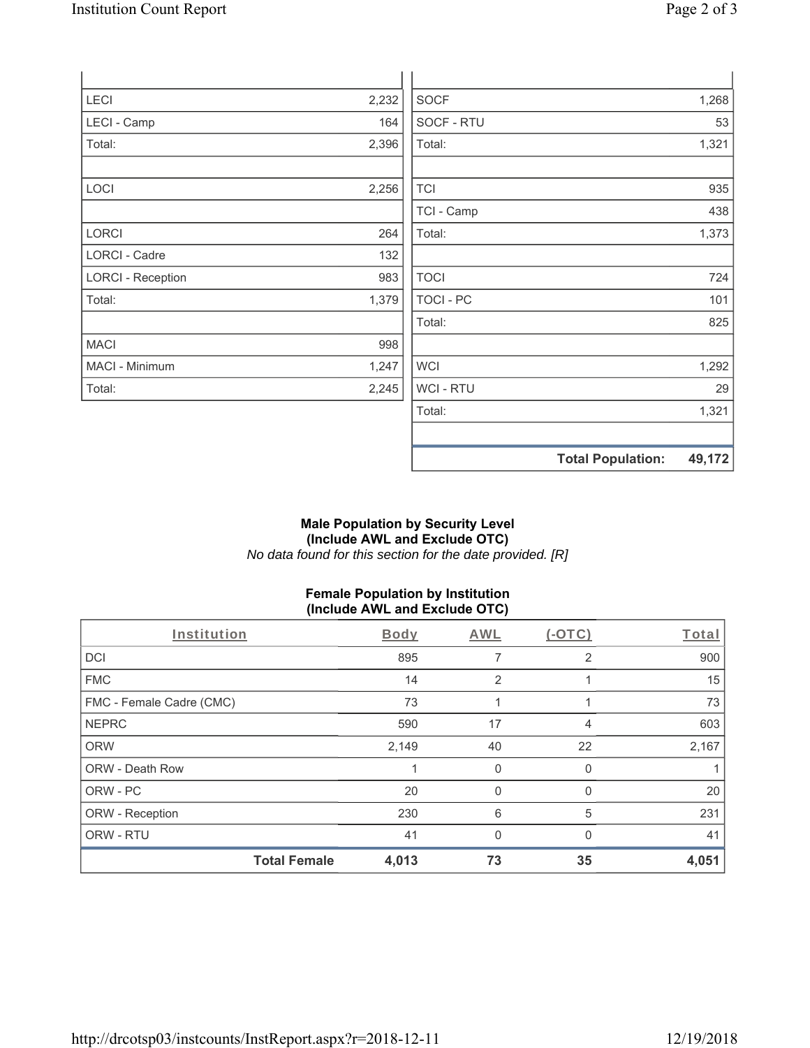| | |
|---|---|
| LECI | 2,232 |
| LECI - Camp | 164 |
| Total: | 2,396 |
| | |
| LOCI | 2,256 |
| | |
| LORCI | 264 |
| LORCI - Cadre | 132 |
| LORCI - Reception | 983 |
| Total: | 1,379 |
| | |
| MACI | 998 |
| MACI - Minimum | 1,247 |
| Total: | 2,245 |

| | |
|---|---|
| SOCF | 1,268 |
| SOCF - RTU | 53 |
| Total: | 1,321 |
| | |
| TCI | 935 |
| TCI - Camp | 438 |
| Total: | 1,373 |
| | |
| TOCI | 724 |
| TOCI - PC | 101 |
| Total: | 825 |
| | |
| WCI | 1,292 |
| WCI - RTU | 29 |
| Total: | 1,321 |
| | |
| **Total Population:** | **49,172** |

**Male Population by Security Level**
**(Include AWL and Exclude OTC)**
*No data found for this section for the date provided. [R]*

**Female Population by Institution**
**(Include AWL and Exclude OTC)**

| Institution | Body | AWL | (-OTC) | Total |
|---|---|---|---|---|
| DCI | 895 | 7 | 2 | 900 |
| FMC | 14 | 2 | 1 | 15 |
| FMC - Female Cadre (CMC) | 73 | 1 | 1 | 73 |
| NEPRC | 590 | 17 | 4 | 603 |
| ORW | 2,149 | 40 | 22 | 2,167 |
| ORW - Death Row | 1 | 0 | 0 | 1 |
| ORW - PC | 20 | 0 | 0 | 20 |
| ORW - Reception | 230 | 6 | 5 | 231 |
| ORW - RTU | 41 | 0 | 0 | 41 |
| **Total Female** | **4,013** | **73** | **35** | **4,051** |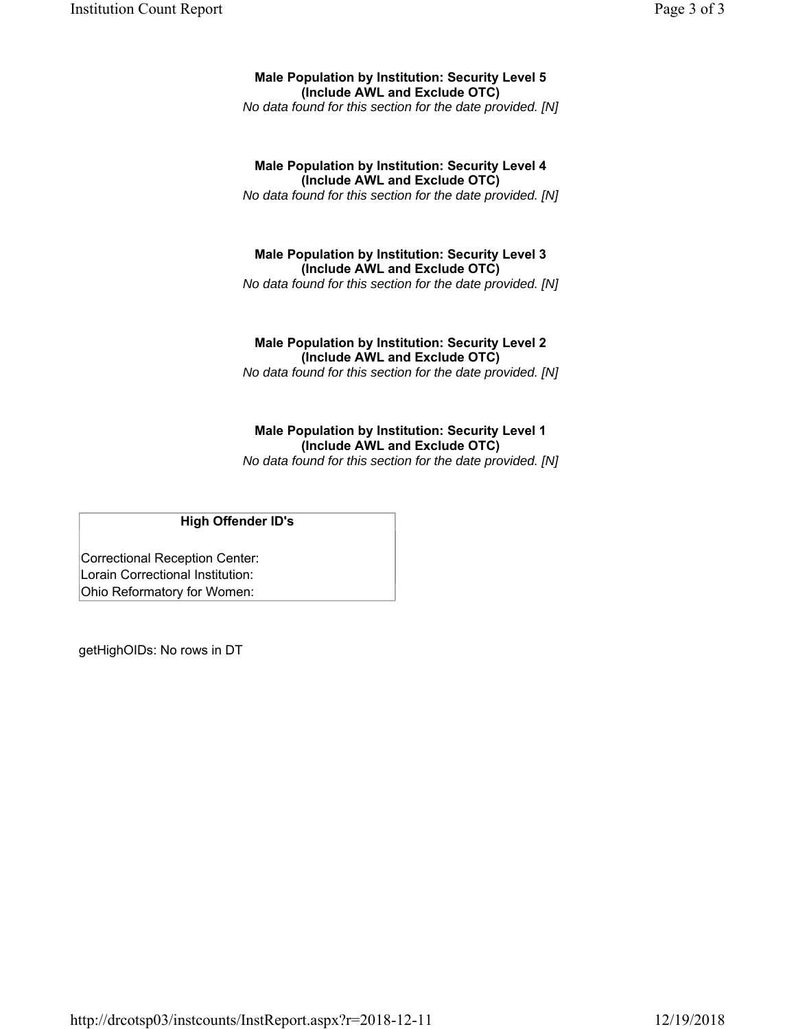**Male Population by Institution: Security Level 5**
**(Include AWL and Exclude OTC)**
*No data found for this section for the date provided. [N]*

**Male Population by Institution: Security Level 4**
**(Include AWL and Exclude OTC)**
*No data found for this section for the date provided. [N]*

**Male Population by Institution: Security Level 3**
**(Include AWL and Exclude OTC)**
*No data found for this section for the date provided. [N]*

**Male Population by Institution: Security Level 2**
**(Include AWL and Exclude OTC)**
*No data found for this section for the date provided. [N]*

**Male Population by Institution: Security Level 1**
**(Include AWL and Exclude OTC)**
*No data found for this section for the date provided. [N]*

| High Offender ID's |
| --- |
| Correctional Reception Center: |
| Lorain Correctional Institution: |
| Ohio Reformatory for Women: |

getHighOIDs: No rows in DT